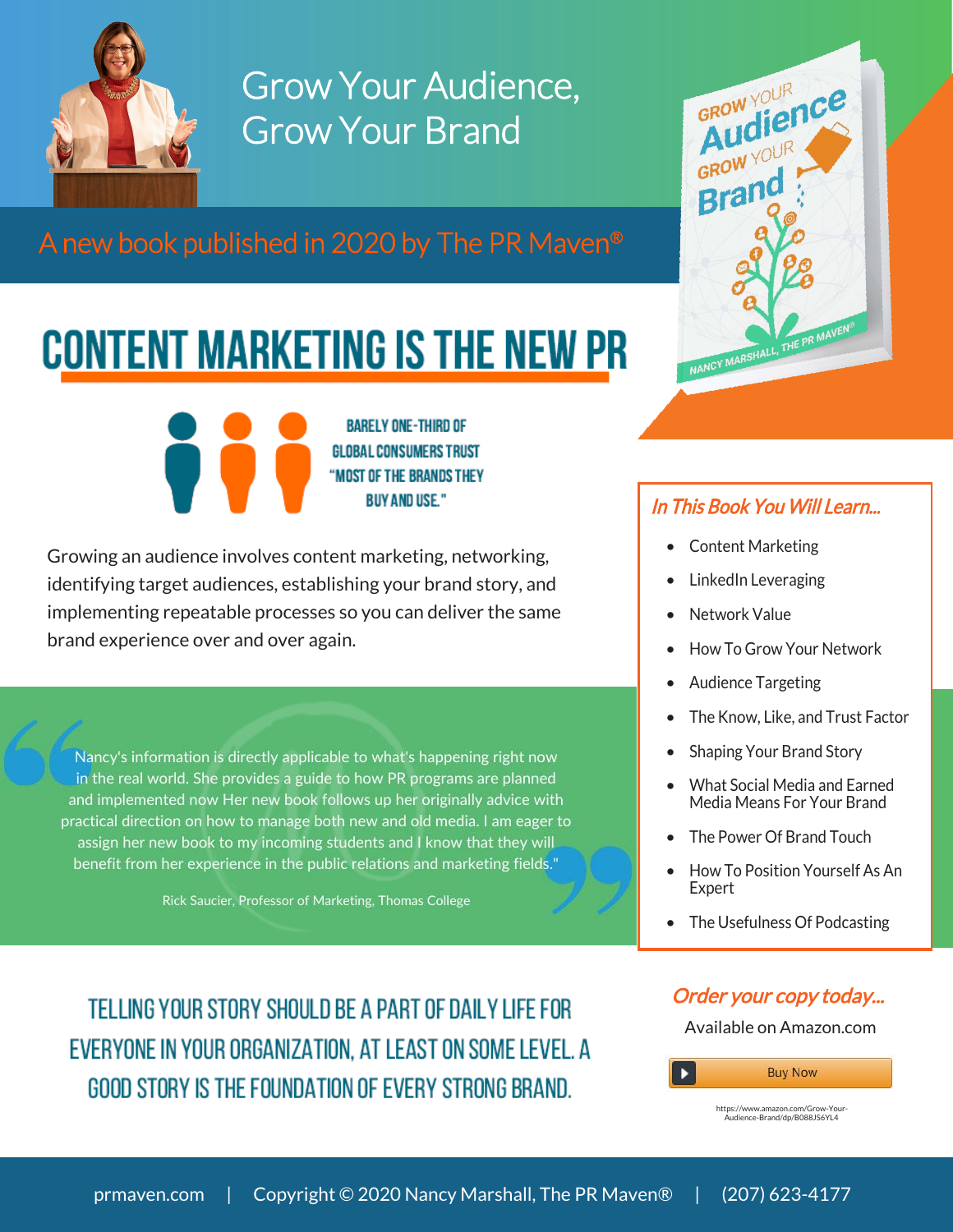# Grow Your Audience, Grow Your Brand

A new book published in 2020 by The PR Maven®

## CONTENT MARKETING IS THE NEW PR

BARELY ONE-THIRD OF GLOBAL CONSUMERS TRUST "MOST OF THE BRANDS THEY BUY AND USE."

Growing an audience involves content marketing, networking, identifying target audiences, establishing your brand story, and implementing repeatable processes so you can deliver the same brand experience over and over again.

> Nancy's information is directly applicable to what's happening right now in the real world. She provides a guide to how PR programs are planned and implemented now Her new book follows up her originally advice with practical direction on how to manage both new and old media. I am eager to assign her new book to my incoming students and I know that they will benefit from her experience in the public relations and marketing fields."
>
> Rick Saucier, Professor of Marketing, Thomas College

### *In This Book You Will Learn...*

- Content Marketing
- LinkedIn Leveraging
- Network Value
- How To Grow Your Network
- Audience Targeting
- The Know, Like, and Trust Factor
- Shaping Your Brand Story
- What Social Media and Earned Media Means For Your Brand
- The Power Of Brand Touch
- How To Position Yourself As An Expert
- The Usefulness Of Podcasting

TELLING YOUR STORY SHOULD BE A PART OF DAILY LIFE FOR EVERYONE IN YOUR ORGANIZATION, AT LEAST ON SOME LEVEL. A GOOD STORY IS THE FOUNDATION OF EVERY STRONG BRAND.

### *Order your copy today...*

Available on Amazon.com

Buy Now

https://www.amazon.com/Grow-Your-Audience-Brand/dp/B088JS6YL4

prmaven.com | Copyright © 2020 Nancy Marshall, The PR Maven® | (207) 623-4177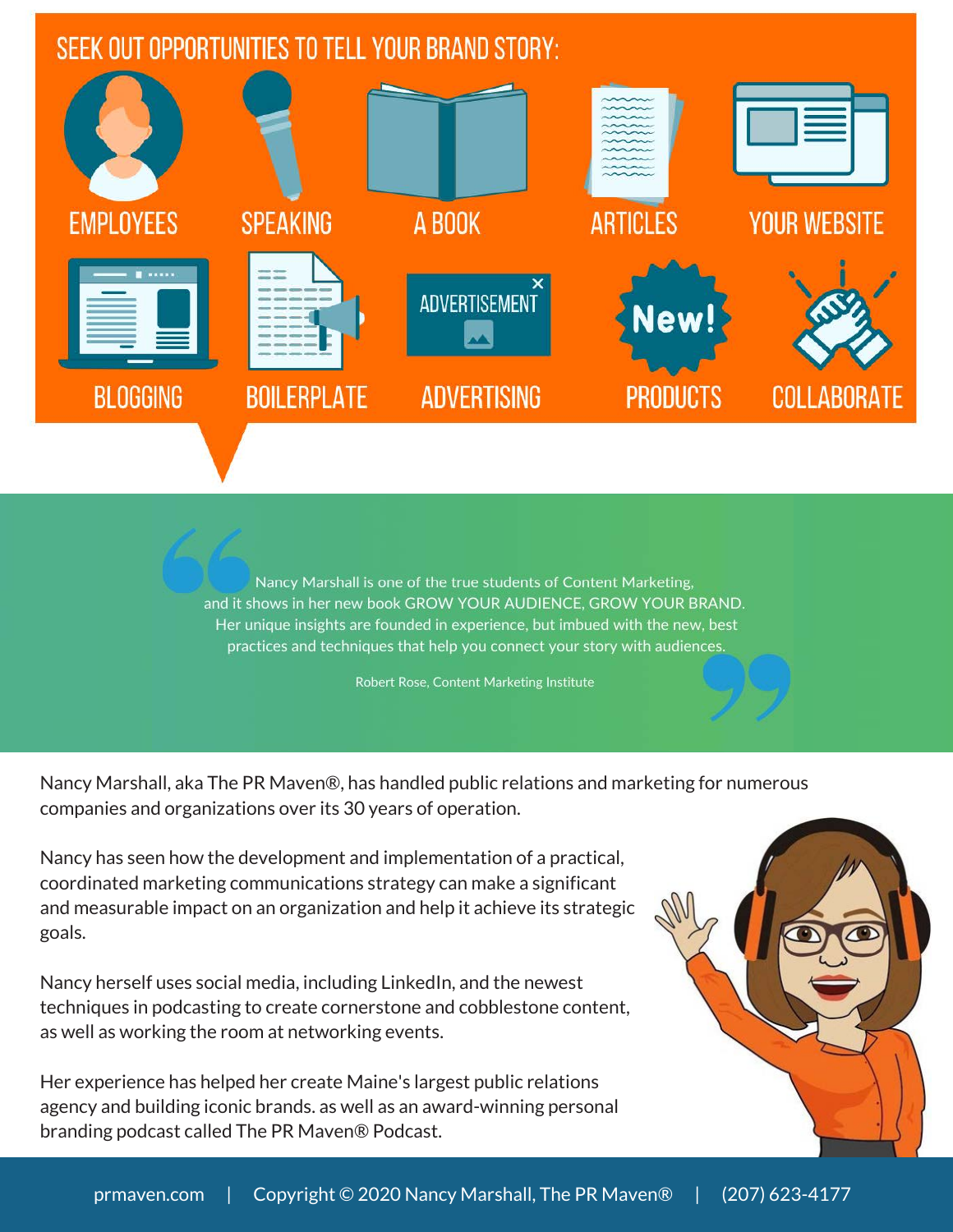## SEEK OUT OPPORTUNITIES TO TELL YOUR BRAND STORY:

- EMPLOYEES
- SPEAKING
- A BOOK
- ARTICLES
- YOUR WEBSITE
- BLOGGING
- BOILERPLATE
- ADVERTISING
- PRODUCTS
- COLLABORATE

> Nancy Marshall is one of the true students of Content Marketing, and it shows in her new book GROW YOUR AUDIENCE, GROW YOUR BRAND. Her unique insights are founded in experience, but imbued with the new, best practices and techniques that help you connect your story with audiences.
>
> Robert Rose, Content Marketing Institute

Nancy Marshall, aka The PR Maven®, has handled public relations and marketing for numerous companies and organizations over its 30 years of operation.

Nancy has seen how the development and implementation of a practical, coordinated marketing communications strategy can make a significant and measurable impact on an organization and help it achieve its strategic goals.

Nancy herself uses social media, including LinkedIn, and the newest techniques in podcasting to create cornerstone and cobblestone content, as well as working the room at networking events.

Her experience has helped her create Maine's largest public relations agency and building iconic brands. as well as an award-winning personal branding podcast called The PR Maven® Podcast.

prmaven.com | Copyright © 2020 Nancy Marshall, The PR Maven® | (207) 623-4177